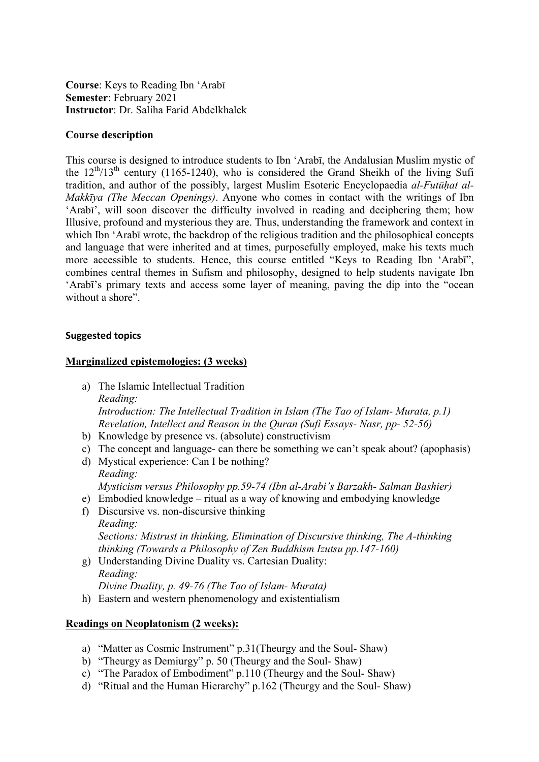**Course**: Keys to Reading Ibn 'Arabī
**Semester**: February 2021
**Instructor**: Dr. Saliha Farid Abdelkhalek

**Course description**

This course is designed to introduce students to Ibn 'Arabī, the Andalusian Muslim mystic of the $12^{th}$/$13^{th}$ century (1165-1240), who is considered the Grand Sheikh of the living Sufi tradition, and author of the possibly, largest Muslim Esoteric Encyclopaedia *al-Futūḥat al-Makkīya (The Meccan Openings)*. Anyone who comes in contact with the writings of Ibn 'Arabī', will soon discover the difficulty involved in reading and deciphering them; how Illusive, profound and mysterious they are. Thus, understanding the framework and context in which Ibn 'Arabī wrote, the backdrop of the religious tradition and the philosophical concepts and language that were inherited and at times, purposefully employed, make his texts much more accessible to students. Hence, this course entitled "Keys to Reading Ibn 'Arabī", combines central themes in Sufism and philosophy, designed to help students navigate Ibn 'Arabī's primary texts and access some layer of meaning, paving the dip into the "ocean without a shore".

**Suggested topics**

**Marginalized epistemologies: (3 weeks)**

a) The Islamic Intellectual Tradition
   *Reading:*
   *Introduction: The Intellectual Tradition in Islam (The Tao of Islam- Murata, p.1)*
   *Revelation, Intellect and Reason in the Quran (Sufi Essays- Nasr, pp- 52-56)*
b) Knowledge by presence vs. (absolute) constructivism
c) The concept and language- can there be something we can't speak about? (apophasis)
d) Mystical experience: Can I be nothing?
   *Reading:*
   *Mysticism versus Philosophy pp.59-74 (Ibn al-Arabi's Barzakh- Salman Bashier)*
e) Embodied knowledge – ritual as a way of knowing and embodying knowledge
f) Discursive vs. non-discursive thinking
   *Reading:*
   *Sections: Mistrust in thinking, Elimination of Discursive thinking, The A-thinking thinking (Towards a Philosophy of Zen Buddhism Izutsu pp.147-160)*
g) Understanding Divine Duality vs. Cartesian Duality:
   *Reading:*
   *Divine Duality, p. 49-76 (The Tao of Islam- Murata)*
h) Eastern and western phenomenology and existentialism

**Readings on Neoplatonism (2 weeks):**

a) "Matter as Cosmic Instrument" p.31(Theurgy and the Soul- Shaw)
b) "Theurgy as Demiurgy" p. 50 (Theurgy and the Soul- Shaw)
c) "The Paradox of Embodiment" p.110 (Theurgy and the Soul- Shaw)
d) "Ritual and the Human Hierarchy" p.162 (Theurgy and the Soul- Shaw)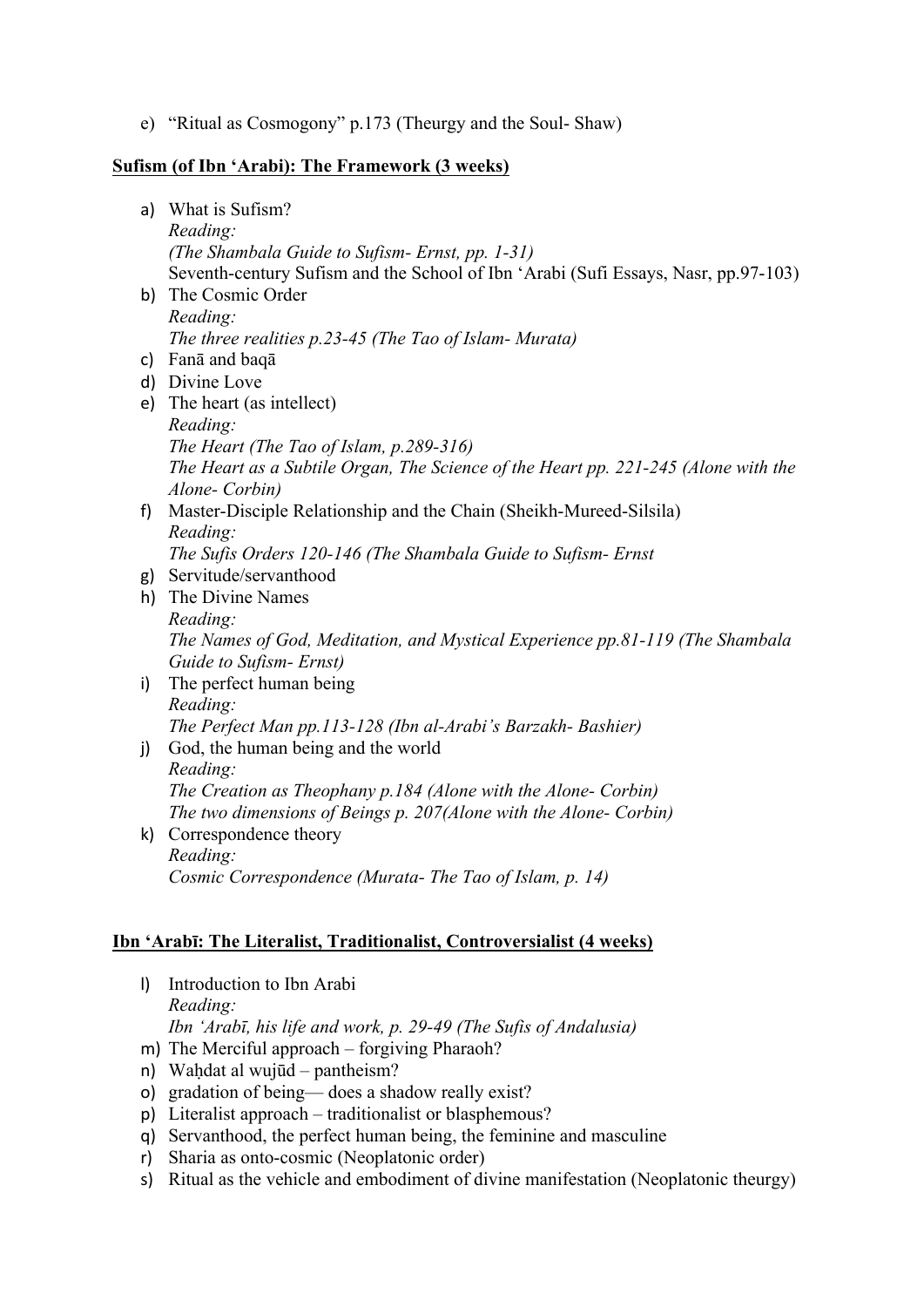e) "Ritual as Cosmogony" p.173 (Theurgy and the Soul- Shaw)

**Sufism (of Ibn 'Arabi): The Framework (3 weeks)**

a) What is Sufism?
   *Reading:*
   *(The Shambala Guide to Sufism- Ernst, pp. 1-31)*
   Seventh-century Sufism and the School of Ibn 'Arabi (Sufi Essays, Nasr, pp.97-103)
b) The Cosmic Order
   *Reading:*
   *The three realities p.23-45 (The Tao of Islam- Murata)*
c) Fanā and baqā
d) Divine Love
e) The heart (as intellect)
   *Reading:*
   *The Heart (The Tao of Islam, p.289-316)*
   *The Heart as a Subtile Organ, The Science of the Heart pp. 221-245 (Alone with the Alone- Corbin)*
f) Master-Disciple Relationship and the Chain (Sheikh-Mureed-Silsila)
   *Reading:*
   *The Sufis Orders 120-146 (The Shambala Guide to Sufism- Ernst*
g) Servitude/servanthood
h) The Divine Names
   *Reading:*
   *The Names of God, Meditation, and Mystical Experience pp.81-119 (The Shambala Guide to Sufism- Ernst)*
i) The perfect human being
   *Reading:*
   *The Perfect Man pp.113-128 (Ibn al-Arabi's Barzakh- Bashier)*
j) God, the human being and the world
   *Reading:*
   *The Creation as Theophany p.184 (Alone with the Alone- Corbin)*
   *The two dimensions of Beings p. 207(Alone with the Alone- Corbin)*
k) Correspondence theory
   *Reading:*
   *Cosmic Correspondence (Murata- The Tao of Islam, p. 14)*

**Ibn 'Arabī: The Literalist, Traditionalist, Controversialist (4 weeks)**

l) Introduction to Ibn Arabi
   *Reading:*
   *Ibn 'Arabī, his life and work, p. 29-49 (The Sufis of Andalusia)*
m) The Merciful approach – forgiving Pharaoh?
n) Waḥdat al wujūd – pantheism?
o) gradation of being— does a shadow really exist?
p) Literalist approach – traditionalist or blasphemous?
q) Servanthood, the perfect human being, the feminine and masculine
r) Sharia as onto-cosmic (Neoplatonic order)
s) Ritual as the vehicle and embodiment of divine manifestation (Neoplatonic theurgy)